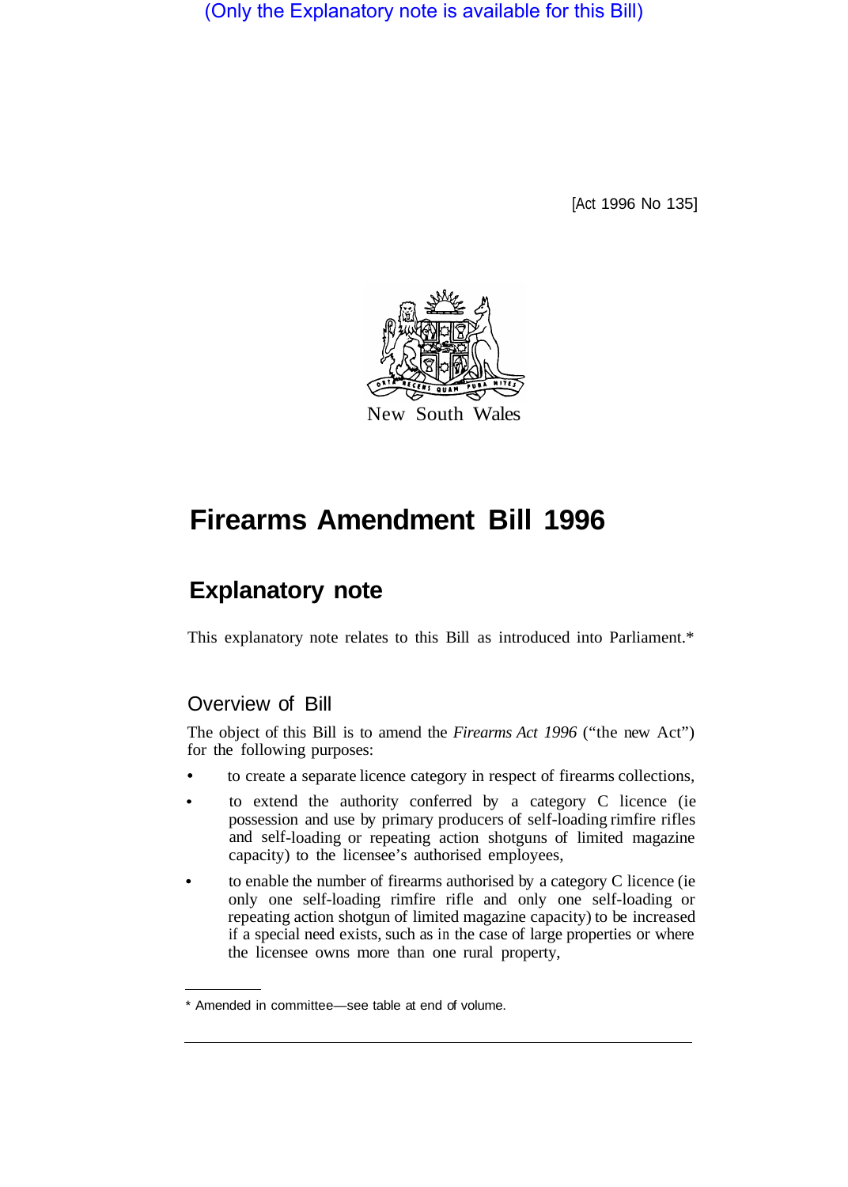(Only the Explanatory note is available for this Bill)

[Act 1996 No 135]

New South Wales

# Firearms Amendment Bill 1996

## Explanatory note

This explanatory note relates to this Bill as introduced into Parliament.*

### Overview of Bill

The object of this Bill is to amend the *Firearms Act 1996* ("the new Act") for the following purposes:

- to create a separate licence category in respect of firearms collections,
- to extend the authority conferred by a category C licence (ie possession and use by primary producers of self-loading rimfire rifles and self-loading or repeating action shotguns of limited magazine capacity) to the licensee's authorised employees,
- to enable the number of firearms authorised by a category C licence (ie only one self-loading rimfire rifle and only one self-loading or repeating action shotgun of limited magazine capacity) to be increased if a special need exists, such as in the case of large properties or where the licensee owns more than one rural property,

* Amended in committee—see table at end of volume.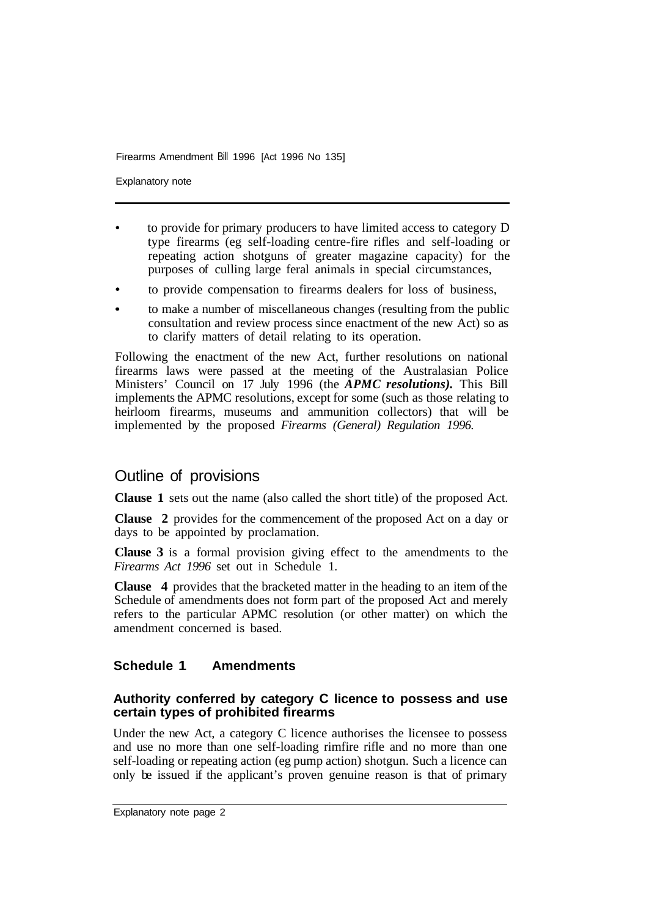- to provide for primary producers to have limited access to category D type firearms (eg self-loading centre-fire rifles and self-loading or repeating action shotguns of greater magazine capacity) for the purposes of culling large feral animals in special circumstances,
- to provide compensation to firearms dealers for loss of business,
- to make a number of miscellaneous changes (resulting from the public consultation and review process since enactment of the new Act) so as to clarify matters of detail relating to its operation.

Following the enactment of the new Act, further resolutions on national firearms laws were passed at the meeting of the Australasian Police Ministers' Council on 17 July 1996 (the ***APMC resolutions).*** This Bill implements the APMC resolutions, except for some (such as those relating to heirloom firearms, museums and ammunition collectors) that will be implemented by the proposed *Firearms (General) Regulation 1996.*

## Outline of provisions

**Clause 1** sets out the name (also called the short title) of the proposed Act.

**Clause 2** provides for the commencement of the proposed Act on a day or days to be appointed by proclamation.

**Clause 3** is a formal provision giving effect to the amendments to the *Firearms Act 1996* set out in Schedule 1.

**Clause 4** provides that the bracketed matter in the heading to an item of the Schedule of amendments does not form part of the proposed Act and merely refers to the particular APMC resolution (or other matter) on which the amendment concerned is based.

### Schedule 1 Amendments

#### Authority conferred by category C licence to possess and use certain types of prohibited firearms

Under the new Act, a category C licence authorises the licensee to possess and use no more than one self-loading rimfire rifle and no more than one self-loading or repeating action (eg pump action) shotgun. Such a licence can only be issued if the applicant's proven genuine reason is that of primary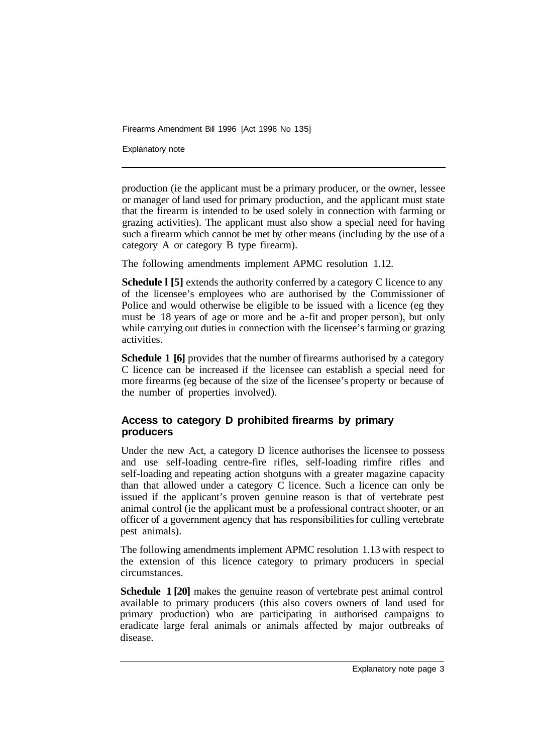production (ie the applicant must be a primary producer, or the owner, lessee or manager of land used for primary production, and the applicant must state that the firearm is intended to be used solely in connection with farming or grazing activities). The applicant must also show a special need for having such a firearm which cannot be met by other means (including by the use of a category A or category B type firearm).

The following amendments implement APMC resolution 1.12.

**Schedule l [5]** extends the authority conferred by a category C licence to any of the licensee's employees who are authorised by the Commissioner of Police and would otherwise be eligible to be issued with a licence (eg they must be 18 years of age or more and be a-fit and proper person), but only while carrying out duties in connection with the licensee's farming or grazing activities.

**Schedule 1 [6]** provides that the number of firearms authorised by a category C licence can be increased if the licensee can establish a special need for more firearms (eg because of the size of the licensee's property or because of the number of properties involved).

### Access to category D prohibited firearms by primary producers

Under the new Act, a category D licence authorises the licensee to possess and use self-loading centre-fire rifles, self-loading rimfire rifles and self-loading and repeating action shotguns with a greater magazine capacity than that allowed under a category C licence. Such a licence can only be issued if the applicant's proven genuine reason is that of vertebrate pest animal control (ie the applicant must be a professional contract shooter, or an officer of a government agency that has responsibilities for culling vertebrate pest animals).

The following amendments implement APMC resolution 1.13 with respect to the extension of this licence category to primary producers in special circumstances.

**Schedule 1 [20]** makes the genuine reason of vertebrate pest animal control available to primary producers (this also covers owners of land used for primary production) who are participating in authorised campaigns to eradicate large feral animals or animals affected by major outbreaks of disease.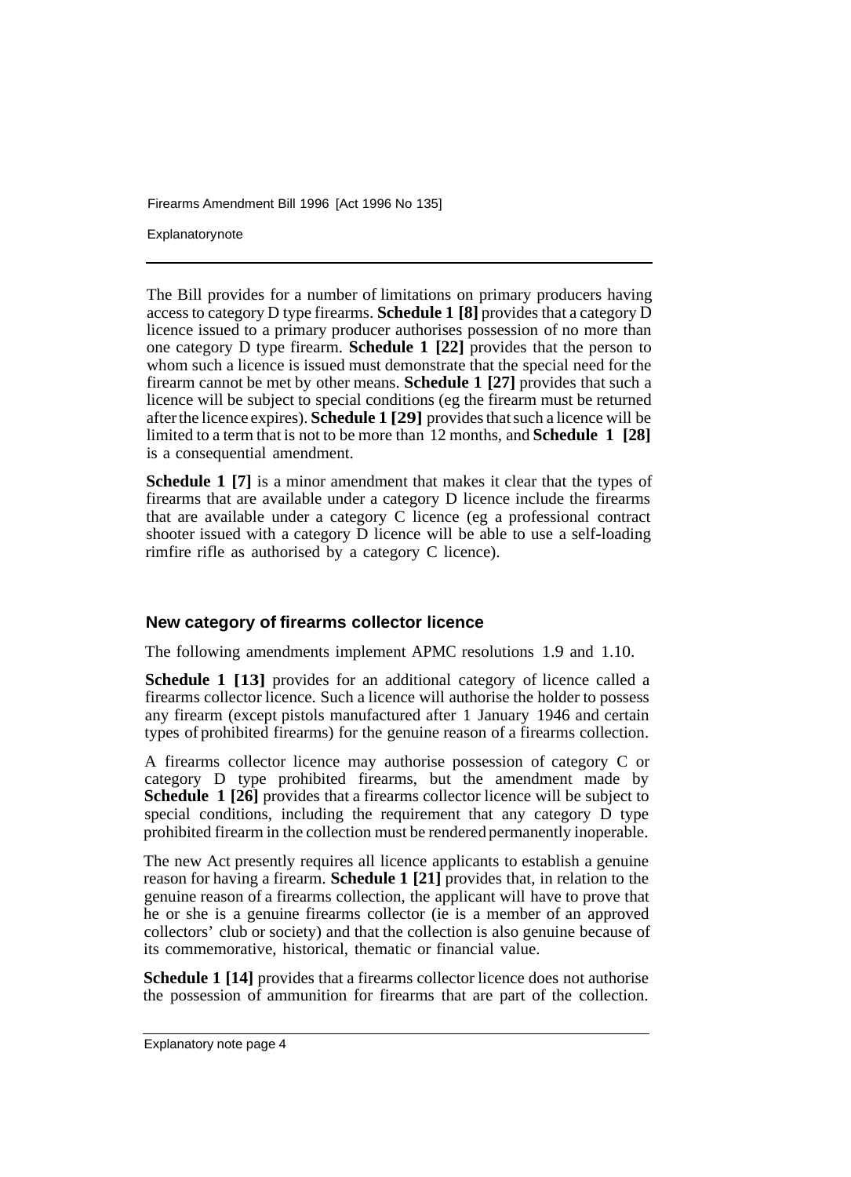The Bill provides for a number of limitations on primary producers having access to category D type firearms. **Schedule 1 [8]** provides that a category D licence issued to a primary producer authorises possession of no more than one category D type firearm. **Schedule 1 [22]** provides that the person to whom such a licence is issued must demonstrate that the special need for the firearm cannot be met by other means. **Schedule 1 [27]** provides that such a licence will be subject to special conditions (eg the firearm must be returned after the licence expires). **Schedule 1 [29]** provides that such a licence will be limited to a term that is not to be more than 12 months, and **Schedule 1 [28]** is a consequential amendment.

**Schedule 1 [7]** is a minor amendment that makes it clear that the types of firearms that are available under a category D licence include the firearms that are available under a category C licence (eg a professional contract shooter issued with a category D licence will be able to use a self-loading rimfire rifle as authorised by a category C licence).

### New category of firearms collector licence

The following amendments implement APMC resolutions 1.9 and 1.10.

**Schedule 1 [13]** provides for an additional category of licence called a firearms collector licence. Such a licence will authorise the holder to possess any firearm (except pistols manufactured after 1 January 1946 and certain types of prohibited firearms) for the genuine reason of a firearms collection.

A firearms collector licence may authorise possession of category C or category D type prohibited firearms, but the amendment made by **Schedule 1 [26]** provides that a firearms collector licence will be subject to special conditions, including the requirement that any category D type prohibited firearm in the collection must be rendered permanently inoperable.

The new Act presently requires all licence applicants to establish a genuine reason for having a firearm. **Schedule 1 [21]** provides that, in relation to the genuine reason of a firearms collection, the applicant will have to prove that he or she is a genuine firearms collector (ie is a member of an approved collectors' club or society) and that the collection is also genuine because of its commemorative, historical, thematic or financial value.

**Schedule 1 [14]** provides that a firearms collector licence does not authorise the possession of ammunition for firearms that are part of the collection.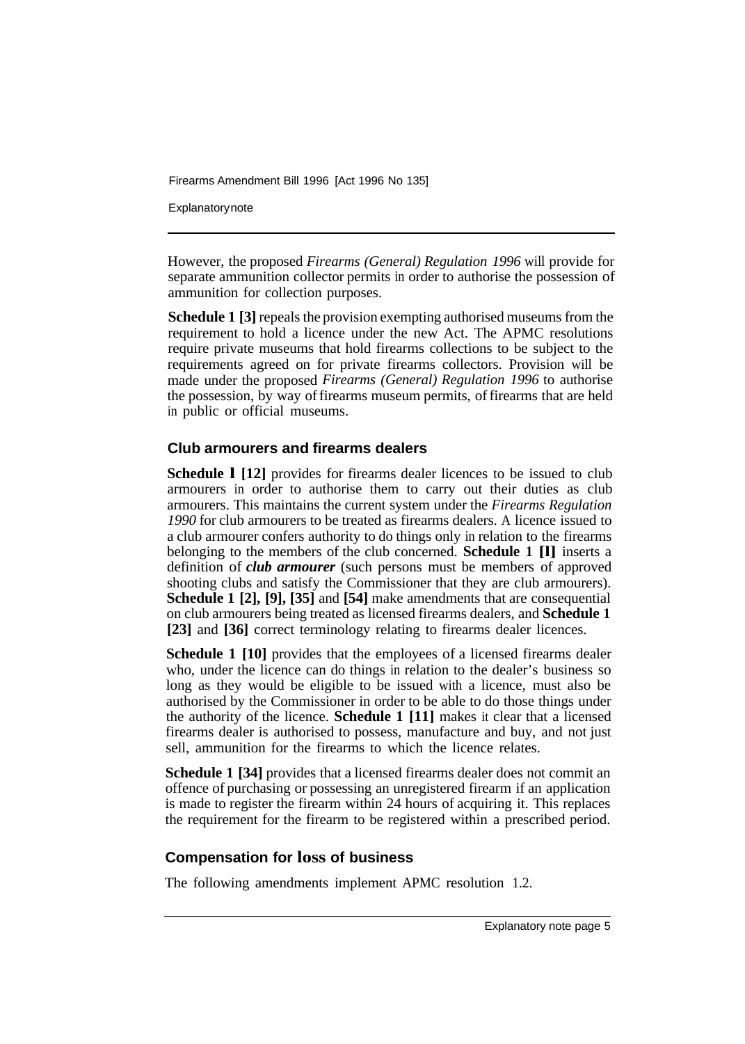However, the proposed *Firearms (General) Regulation 1996* will provide for separate ammunition collector permits in order to authorise the possession of ammunition for collection purposes.

**Schedule 1 [3]** repeals the provision exempting authorised museums from the requirement to hold a licence under the new Act. The APMC resolutions require private museums that hold firearms collections to be subject to the requirements agreed on for private firearms collectors. Provision will be made under the proposed *Firearms (General) Regulation 1996* to authorise the possession, by way of firearms museum permits, of firearms that are held in public or official museums.

### Club armourers and firearms dealers

**Schedule 1 [12]** provides for firearms dealer licences to be issued to club armourers in order to authorise them to carry out their duties as club armourers. This maintains the current system under the *Firearms Regulation 1990* for club armourers to be treated as firearms dealers. A licence issued to a club armourer confers authority to do things only in relation to the firearms belonging to the members of the club concerned. **Schedule 1 [1]** inserts a definition of ***club armourer*** (such persons must be members of approved shooting clubs and satisfy the Commissioner that they are club armourers). **Schedule 1 [2], [9], [35]** and **[54]** make amendments that are consequential on club armourers being treated as licensed firearms dealers, and **Schedule 1 [23]** and **[36]** correct terminology relating to firearms dealer licences.

**Schedule 1 [10]** provides that the employees of a licensed firearms dealer who, under the licence can do things in relation to the dealer's business so long as they would be eligible to be issued with a licence, must also be authorised by the Commissioner in order to be able to do those things under the authority of the licence. **Schedule 1 [11]** makes it clear that a licensed firearms dealer is authorised to possess, manufacture and buy, and not just sell, ammunition for the firearms to which the licence relates.

**Schedule 1 [34]** provides that a licensed firearms dealer does not commit an offence of purchasing or possessing an unregistered firearm if an application is made to register the firearm within 24 hours of acquiring it. This replaces the requirement for the firearm to be registered within a prescribed period.

### Compensation for loss of business

The following amendments implement APMC resolution 1.2.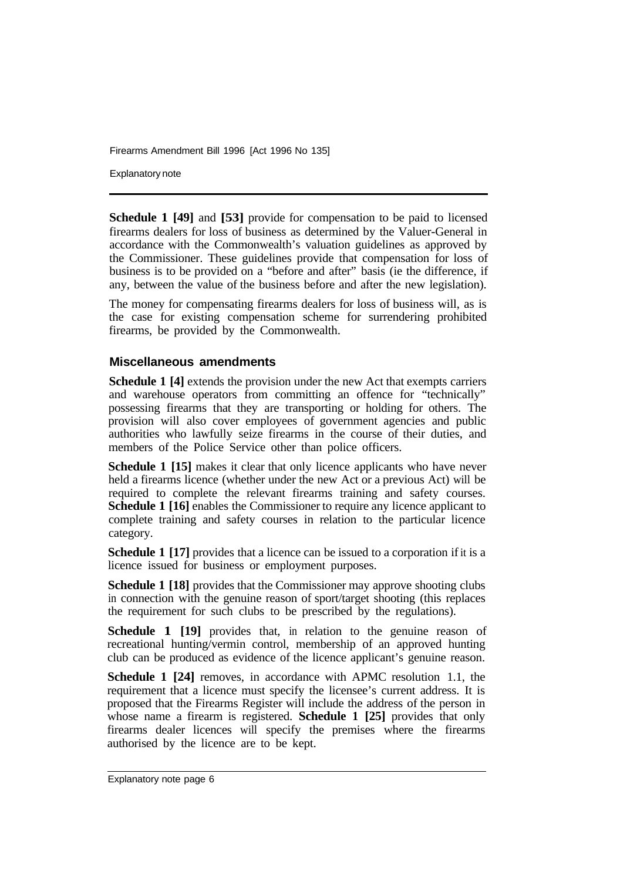**Schedule 1 [49]** and **[53]** provide for compensation to be paid to licensed firearms dealers for loss of business as determined by the Valuer-General in accordance with the Commonwealth's valuation guidelines as approved by the Commissioner. These guidelines provide that compensation for loss of business is to be provided on a "before and after" basis (ie the difference, if any, between the value of the business before and after the new legislation).

The money for compensating firearms dealers for loss of business will, as is the case for existing compensation scheme for surrendering prohibited firearms, be provided by the Commonwealth.

### Miscellaneous amendments

**Schedule 1 [4]** extends the provision under the new Act that exempts carriers and warehouse operators from committing an offence for "technically" possessing firearms that they are transporting or holding for others. The provision will also cover employees of government agencies and public authorities who lawfully seize firearms in the course of their duties, and members of the Police Service other than police officers.

**Schedule 1 [15]** makes it clear that only licence applicants who have never held a firearms licence (whether under the new Act or a previous Act) will be required to complete the relevant firearms training and safety courses. **Schedule 1 [16]** enables the Commissioner to require any licence applicant to complete training and safety courses in relation to the particular licence category.

**Schedule 1 [17]** provides that a licence can be issued to a corporation if it is a licence issued for business or employment purposes.

**Schedule 1 [18]** provides that the Commissioner may approve shooting clubs in connection with the genuine reason of sport/target shooting (this replaces the requirement for such clubs to be prescribed by the regulations).

**Schedule 1 [19]** provides that, in relation to the genuine reason of recreational hunting/vermin control, membership of an approved hunting club can be produced as evidence of the licence applicant's genuine reason.

**Schedule 1 [24]** removes, in accordance with APMC resolution 1.1, the requirement that a licence must specify the licensee's current address. It is proposed that the Firearms Register will include the address of the person in whose name a firearm is registered. **Schedule 1 [25]** provides that only firearms dealer licences will specify the premises where the firearms authorised by the licence are to be kept.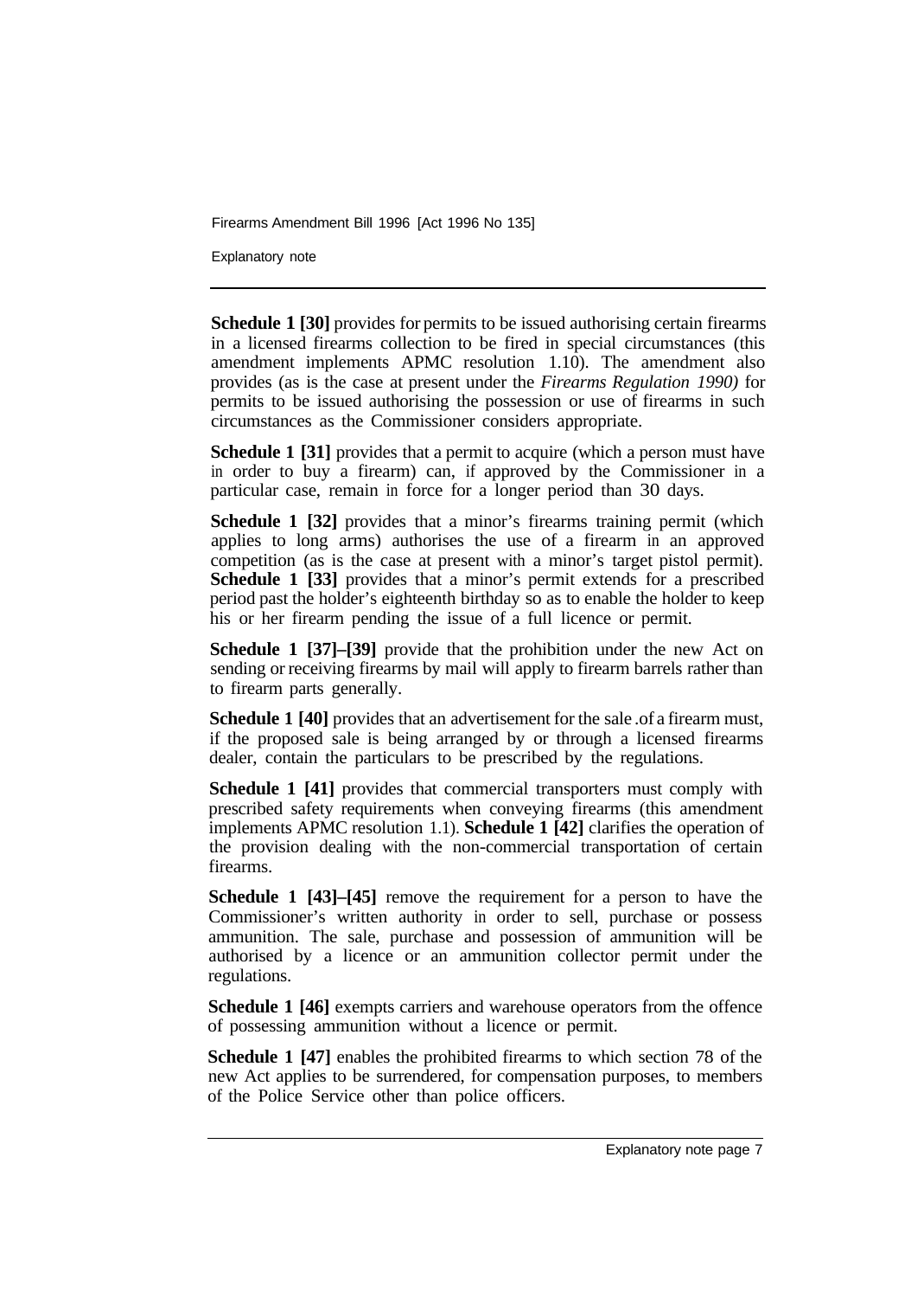**Schedule 1 [30]** provides for permits to be issued authorising certain firearms in a licensed firearms collection to be fired in special circumstances (this amendment implements APMC resolution 1.10). The amendment also provides (as is the case at present under the *Firearms Regulation 1990)* for permits to be issued authorising the possession or use of firearms in such circumstances as the Commissioner considers appropriate.

**Schedule 1 [31]** provides that a permit to acquire (which a person must have in order to buy a firearm) can, if approved by the Commissioner in a particular case, remain in force for a longer period than 30 days.

**Schedule 1 [32]** provides that a minor's firearms training permit (which applies to long arms) authorises the use of a firearm in an approved competition (as is the case at present with a minor's target pistol permit). **Schedule 1 [33]** provides that a minor's permit extends for a prescribed period past the holder's eighteenth birthday so as to enable the holder to keep his or her firearm pending the issue of a full licence or permit.

**Schedule 1 [37]–[39]** provide that the prohibition under the new Act on sending or receiving firearms by mail will apply to firearm barrels rather than to firearm parts generally.

**Schedule 1 [40]** provides that an advertisement for the sale .of a firearm must, if the proposed sale is being arranged by or through a licensed firearms dealer, contain the particulars to be prescribed by the regulations.

**Schedule 1 [41]** provides that commercial transporters must comply with prescribed safety requirements when conveying firearms (this amendment implements APMC resolution 1.1). **Schedule 1 [42]** clarifies the operation of the provision dealing with the non-commercial transportation of certain firearms.

**Schedule 1 [43]–[45]** remove the requirement for a person to have the Commissioner's written authority in order to sell, purchase or possess ammunition. The sale, purchase and possession of ammunition will be authorised by a licence or an ammunition collector permit under the regulations.

**Schedule 1 [46]** exempts carriers and warehouse operators from the offence of possessing ammunition without a licence or permit.

**Schedule 1 [47]** enables the prohibited firearms to which section 78 of the new Act applies to be surrendered, for compensation purposes, to members of the Police Service other than police officers.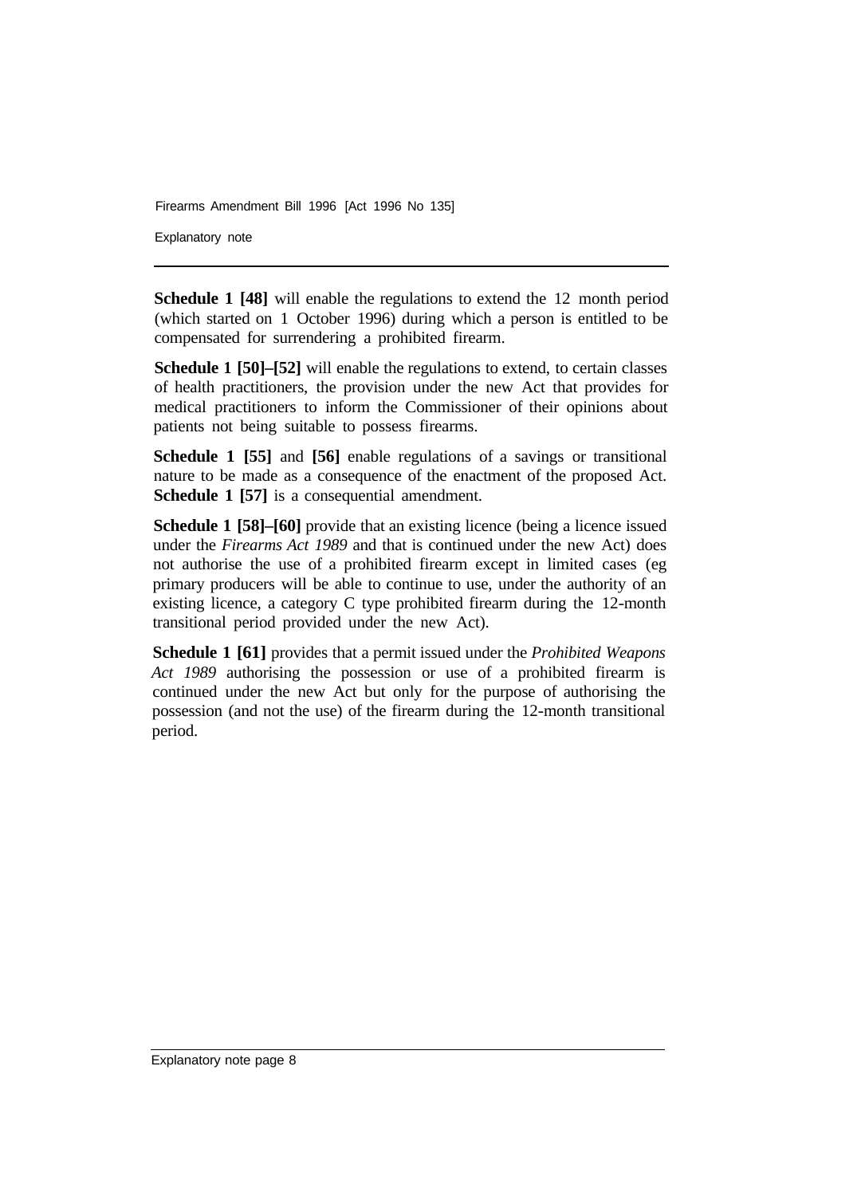**Schedule 1 [48]** will enable the regulations to extend the 12 month period (which started on 1 October 1996) during which a person is entitled to be compensated for surrendering a prohibited firearm.

**Schedule 1 [50]–[52]** will enable the regulations to extend, to certain classes of health practitioners, the provision under the new Act that provides for medical practitioners to inform the Commissioner of their opinions about patients not being suitable to possess firearms.

**Schedule 1 [55]** and **[56]** enable regulations of a savings or transitional nature to be made as a consequence of the enactment of the proposed Act. **Schedule 1 [57]** is a consequential amendment.

**Schedule 1 [58]–[60]** provide that an existing licence (being a licence issued under the *Firearms Act 1989* and that is continued under the new Act) does not authorise the use of a prohibited firearm except in limited cases (eg primary producers will be able to continue to use, under the authority of an existing licence, a category C type prohibited firearm during the 12-month transitional period provided under the new Act).

**Schedule 1 [61]** provides that a permit issued under the *Prohibited Weapons Act 1989* authorising the possession or use of a prohibited firearm is continued under the new Act but only for the purpose of authorising the possession (and not the use) of the firearm during the 12-month transitional period.